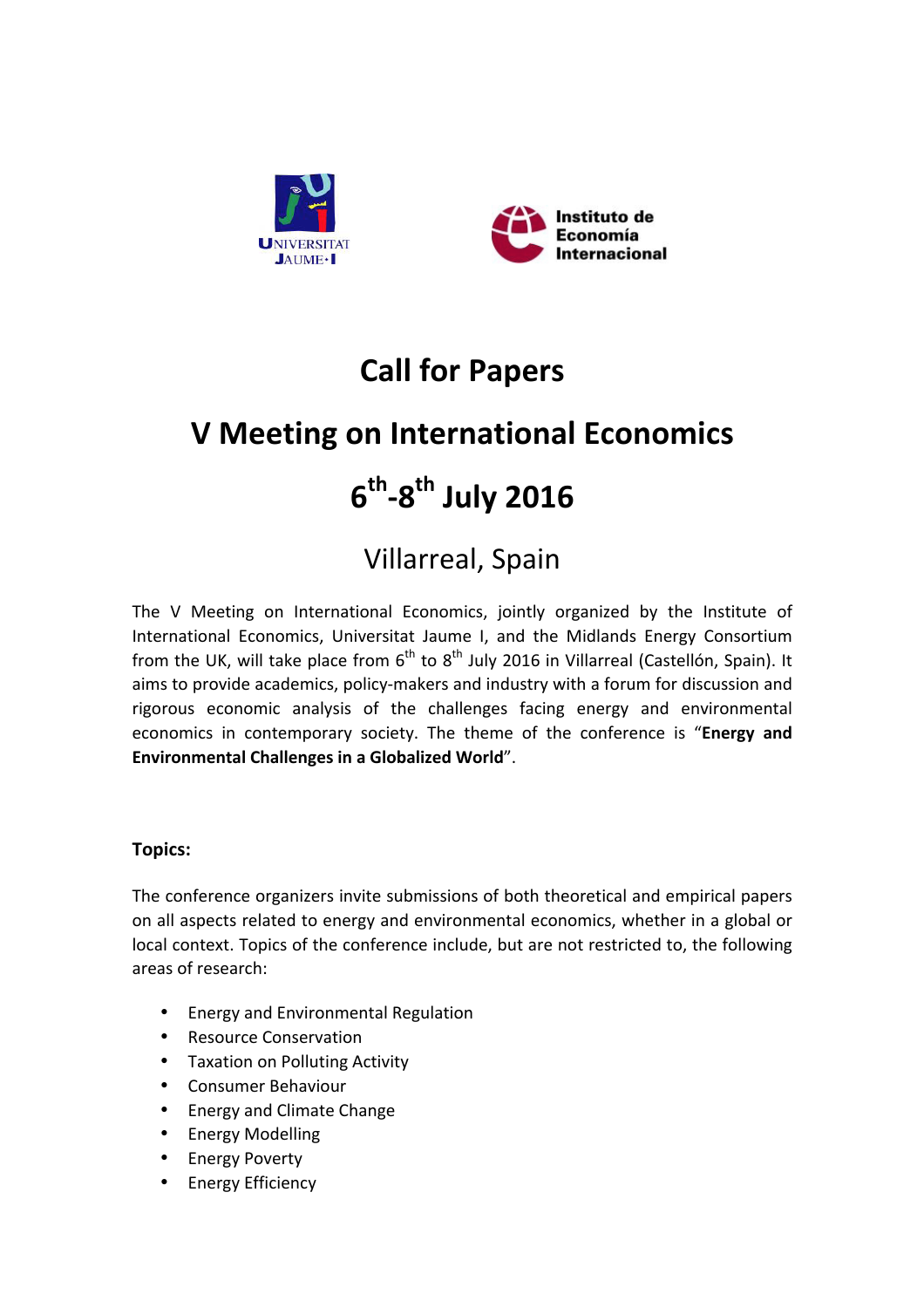Universitat Jaume I

Instituto de Economía Internacional

# Call for Papers

# V Meeting on International Economics

# 6th-8th July 2016

## Villarreal, Spain

The V Meeting on International Economics, jointly organized by the Institute of International Economics, Universitat Jaume I, and the Midlands Energy Consortium from the UK, will take place from 6th to 8th July 2016 in Villarreal (Castellón, Spain). It aims to provide academics, policy-makers and industry with a forum for discussion and rigorous economic analysis of the challenges facing energy and environmental economics in contemporary society. The theme of the conference is "**Energy and Environmental Challenges in a Globalized World**".

**Topics:**

The conference organizers invite submissions of both theoretical and empirical papers on all aspects related to energy and environmental economics, whether in a global or local context. Topics of the conference include, but are not restricted to, the following areas of research:

- Energy and Environmental Regulation
- Resource Conservation
- Taxation on Polluting Activity
- Consumer Behaviour
- Energy and Climate Change
- Energy Modelling
- Energy Poverty
- Energy Efficiency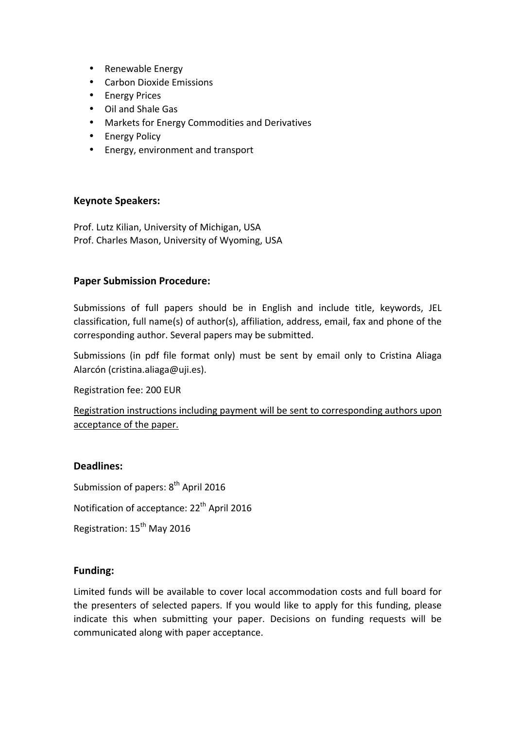- Renewable Energy
- Carbon Dioxide Emissions
- Energy Prices
- Oil and Shale Gas
- Markets for Energy Commodities and Derivatives
- Energy Policy
- Energy, environment and transport

### Keynote Speakers:

Prof. Lutz Kilian, University of Michigan, USA
Prof. Charles Mason, University of Wyoming, USA

### Paper Submission Procedure:

Submissions of full papers should be in English and include title, keywords, JEL classification, full name(s) of author(s), affiliation, address, email, fax and phone of the corresponding author. Several papers may be submitted.

Submissions (in pdf file format only) must be sent by email only to Cristina Aliaga Alarcón (cristina.aliaga@uji.es).

Registration fee: 200 EUR

Registration instructions including payment will be sent to corresponding authors upon acceptance of the paper.

### Deadlines:

Submission of papers: 8th April 2016

Notification of acceptance: 22th April 2016

Registration: 15th May 2016

### Funding:

Limited funds will be available to cover local accommodation costs and full board for the presenters of selected papers. If you would like to apply for this funding, please indicate this when submitting your paper. Decisions on funding requests will be communicated along with paper acceptance.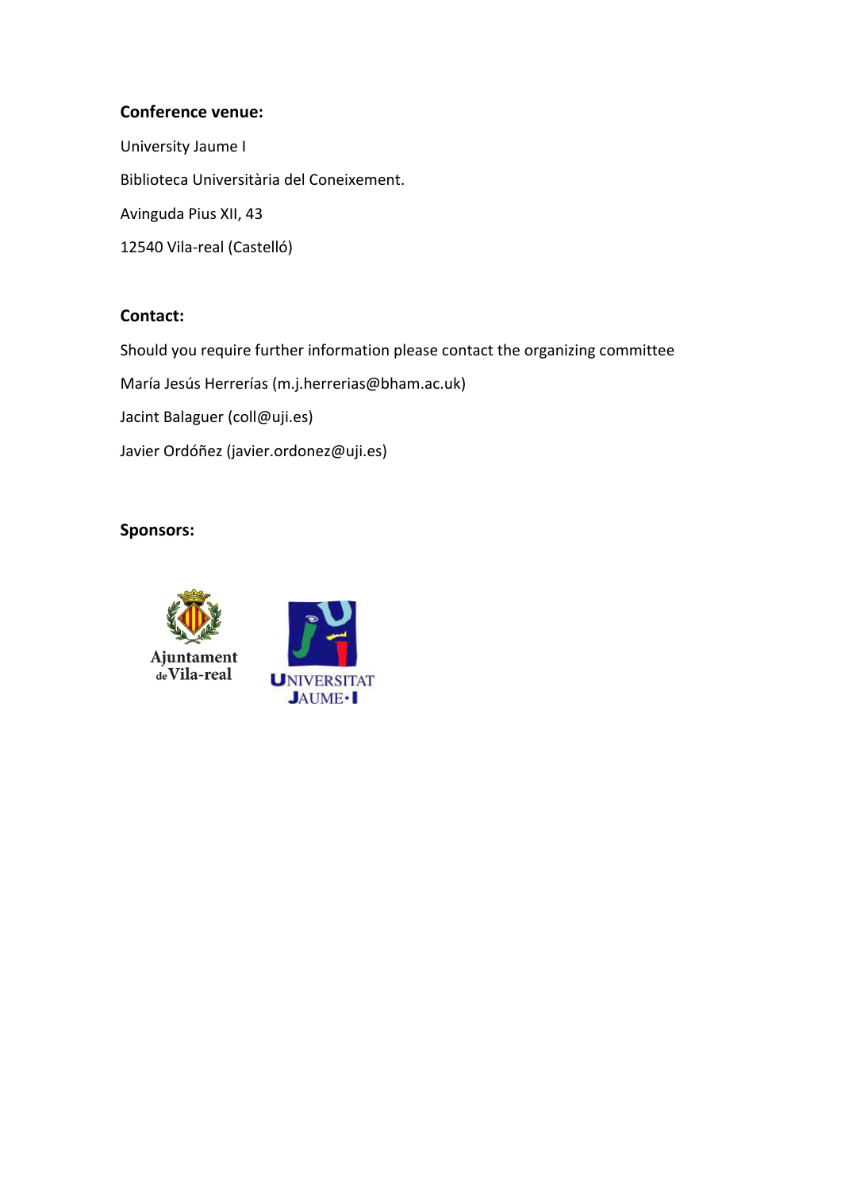**Conference venue:**

University Jaume I

Biblioteca Universitària del Coneixement.

Avinguda Pius XII, 43

12540 Vila-real (Castelló)

**Contact:**

Should you require further information please contact the organizing committee

María Jesús Herrerías (m.j.herrerias@bham.ac.uk)

Jacint Balaguer (coll@uji.es)

Javier Ordóñez (javier.ordonez@uji.es)

**Sponsors:**

Ajuntament de Vila-real

Universitat Jaume I